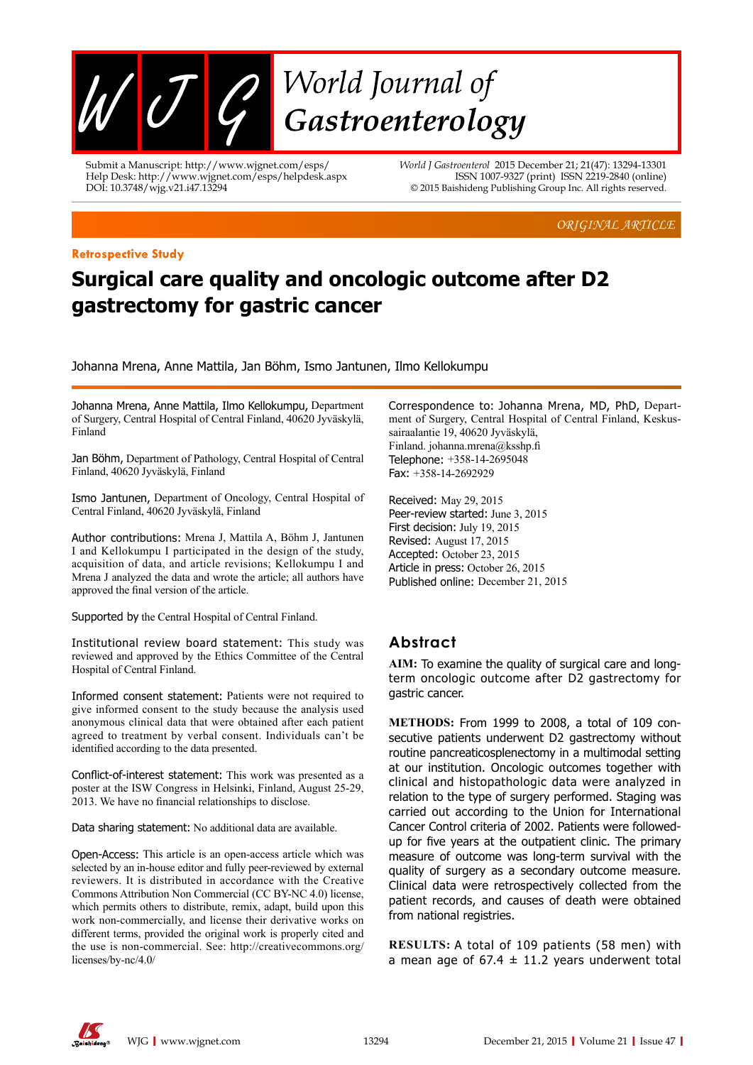ORIGINAL ARTICLE

**Retrospective Study**

# Surgical care quality and oncologic outcome after D2 gastrectomy for gastric cancer

Johanna Mrena, Anne Mattila, Jan Böhm, Ismo Jantunen, Ilmo Kellokumpu

**Johanna Mrena, Anne Mattila, Ilmo Kellokumpu,** Department of Surgery, Central Hospital of Central Finland, 40620 Jyväskylä, Finland

**Jan Böhm,** Department of Pathology, Central Hospital of Central Finland, 40620 Jyväskylä, Finland

**Ismo Jantunen,** Department of Oncology, Central Hospital of Central Finland, 40620 Jyväskylä, Finland

**Author contributions:** Mrena J, Mattila A, Böhm J, Jantunen I and Kellokumpu I participated in the design of the study, acquisition of data, and article revisions; Kellokumpu I and Mrena J analyzed the data and wrote the article; all authors have approved the final version of the article.

**Supported by** the Central Hospital of Central Finland.

**Institutional review board statement:** This study was reviewed and approved by the Ethics Committee of the Central Hospital of Central Finland.

**Informed consent statement:** Patients were not required to give informed consent to the study because the analysis used anonymous clinical data that were obtained after each patient agreed to treatment by verbal consent. Individuals can't be identified according to the data presented.

**Conflict-of-interest statement:** This work was presented as a poster at the ISW Congress in Helsinki, Finland, August 25-29, 2013. We have no financial relationships to disclose.

**Data sharing statement:** No additional data are available.

**Open-Access:** This article is an open-access article which was selected by an in-house editor and fully peer-reviewed by external reviewers. It is distributed in accordance with the Creative Commons Attribution Non Commercial (CC BY-NC 4.0) license, which permits others to distribute, remix, adapt, build upon this work non-commercially, and license their derivative works on different terms, provided the original work is properly cited and the use is non-commercial. See: http://creativecommons.org/licenses/by-nc/4.0/

**Correspondence to:** Johanna Mrena, MD, PhD, Department of Surgery, Central Hospital of Central Finland, Keskussairaalantie 19, 40620 Jyväskylä, Finland. johanna.mrena@ksshp.fi

**Telephone:** +358-14-2695048

**Fax:** +358-14-2692929

**Received:** May 29, 2015
**Peer-review started:** June 3, 2015
**First decision:** July 19, 2015
**Revised:** August 17, 2015
**Accepted:** October 23, 2015
**Article in press:** October 26, 2015
**Published online:** December 21, 2015

## Abstract

**AIM:** To examine the quality of surgical care and long-term oncologic outcome after D2 gastrectomy for gastric cancer.

**METHODS:** From 1999 to 2008, a total of 109 consecutive patients underwent D2 gastrectomy without routine pancreaticosplenectomy in a multimodal setting at our institution. Oncologic outcomes together with clinical and histopathologic data were analyzed in relation to the type of surgery performed. Staging was carried out according to the Union for International Cancer Control criteria of 2002. Patients were followed-up for five years at the outpatient clinic. The primary measure of outcome was long-term survival with the quality of surgery as a secondary outcome measure. Clinical data were retrospectively collected from the patient records, and causes of death were obtained from national registries.

**RESULTS:** A total of 109 patients (58 men) with a mean age of 67.4 ± 11.2 years underwent total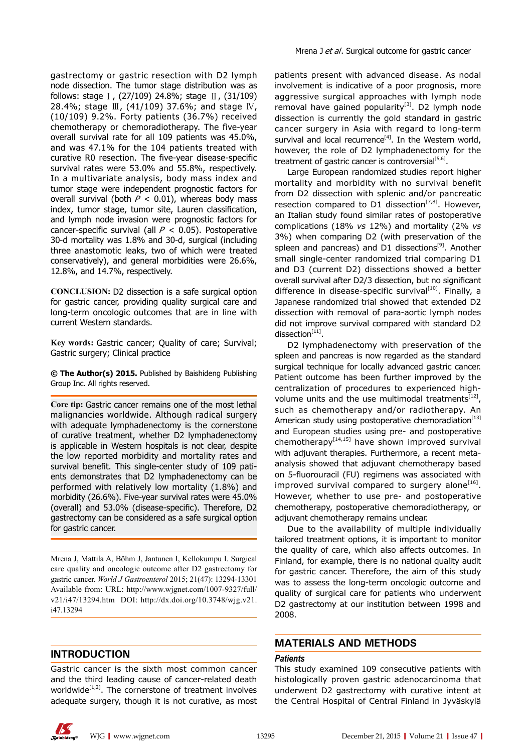gastrectomy or gastric resection with D2 lymph node dissection. The tumor stage distribution was as follows: stage Ⅰ, (27/109) 24.8%; stage Ⅱ, (31/109) 28.4%; stage Ⅲ, (41/109) 37.6%; and stage Ⅳ, (10/109) 9.2%. Forty patients (36.7%) received chemotherapy or chemoradiotherapy. The five-year overall survival rate for all 109 patients was 45.0%, and was 47.1% for the 104 patients treated with curative R0 resection. The five-year disease-specific survival rates were 53.0% and 55.8%, respectively. In a multivariate analysis, body mass index and tumor stage were independent prognostic factors for overall survival (both $P < 0.01$), whereas body mass index, tumor stage, tumor site, Lauren classification, and lymph node invasion were prognostic factors for cancer-specific survival (all $P < 0.05$). Postoperative 30-d mortality was 1.8% and 30-d, surgical (including three anastomotic leaks, two of which were treated conservatively), and general morbidities were 26.6%, 12.8%, and 14.7%, respectively.

**CONCLUSION:** D2 dissection is a safe surgical option for gastric cancer, providing quality surgical care and long-term oncologic outcomes that are in line with current Western standards.

**Key words:** Gastric cancer; Quality of care; Survival; Gastric surgery; Clinical practice

**© The Author(s) 2015.** Published by Baishideng Publishing Group Inc. All rights reserved.

**Core tip:** Gastric cancer remains one of the most lethal malignancies worldwide. Although radical surgery with adequate lymphadenectomy is the cornerstone of curative treatment, whether D2 lymphadenectomy is applicable in Western hospitals is not clear, despite the low reported morbidity and mortality rates and survival benefit. This single-center study of 109 patients demonstrates that D2 lymphadenectomy can be performed with relatively low mortality (1.8%) and morbidity (26.6%). Five-year survival rates were 45.0% (overall) and 53.0% (disease-specific). Therefore, D2 gastrectomy can be considered as a safe surgical option for gastric cancer.

Mrena J, Mattila A, Böhm J, Jantunen I, Kellokumpu I. Surgical care quality and oncologic outcome after D2 gastrectomy for gastric cancer. *World J Gastroenterol* 2015; 21(47): 13294-13301 Available from: URL: http://www.wjgnet.com/1007-9327/full/v21/i47/13294.htm DOI: http://dx.doi.org/10.3748/wjg.v21.i47.13294

## INTRODUCTION

Gastric cancer is the sixth most common cancer and the third leading cause of cancer-related death worldwide[1,2]. The cornerstone of treatment involves adequate surgery, though it is not curative, as most patients present with advanced disease. As nodal involvement is indicative of a poor prognosis, more aggressive surgical approaches with lymph node removal have gained popularity[3]. D2 lymph node dissection is currently the gold standard in gastric cancer surgery in Asia with regard to long-term survival and local recurrence[4]. In the Western world, however, the role of D2 lymphadenectomy for the treatment of gastric cancer is controversial[5,6].

Large European randomized studies report higher mortality and morbidity with no survival benefit from D2 dissection with splenic and/or pancreatic resection compared to D1 dissection[7,8]. However, an Italian study found similar rates of postoperative complications (18% *vs* 12%) and mortality (2% *vs* 3%) when comparing D2 (with preservation of the spleen and pancreas) and D1 dissections[9]. Another small single-center randomized trial comparing D1 and D3 (current D2) dissections showed a better overall survival after D2/3 dissection, but no significant difference in disease-specific survival[10]. Finally, a Japanese randomized trial showed that extended D2 dissection with removal of para-aortic lymph nodes did not improve survival compared with standard D2 dissection[11].

D2 lymphadenectomy with preservation of the spleen and pancreas is now regarded as the standard surgical technique for locally advanced gastric cancer. Patient outcome has been further improved by the centralization of procedures to experienced high-volume units and the use multimodal treatments[12], such as chemotherapy and/or radiotherapy. An American study using postoperative chemoradiation[13] and European studies using pre- and postoperative chemotherapy[14,15] have shown improved survival with adjuvant therapies. Furthermore, a recent meta-analysis showed that adjuvant chemotherapy based on 5-fluorouracil (FU) regimens was associated with improved survival compared to surgery alone[16]. However, whether to use pre- and postoperative chemotherapy, postoperative chemoradiotherapy, or adjuvant chemotherapy remains unclear.

Due to the availability of multiple individually tailored treatment options, it is important to monitor the quality of care, which also affects outcomes. In Finland, for example, there is no national quality audit for gastric cancer. Therefore, the aim of this study was to assess the long-term oncologic outcome and quality of surgical care for patients who underwent D2 gastrectomy at our institution between 1998 and 2008.

## MATERIALS AND METHODS

### *Patients*

This study examined 109 consecutive patients with histologically proven gastric adenocarcinoma that underwent D2 gastrectomy with curative intent at the Central Hospital of Central Finland in Jyväskylä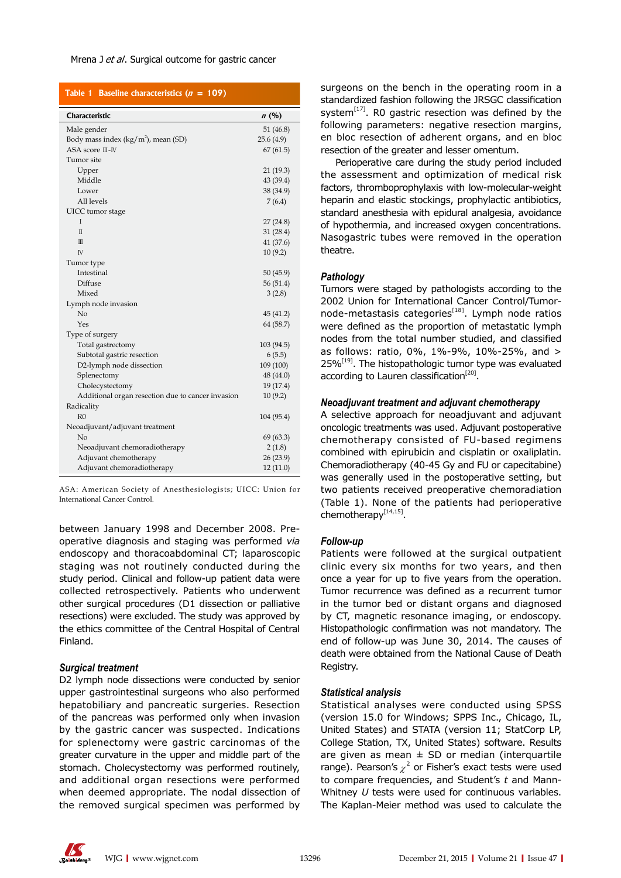**Table 1 Baseline characteristics ($n$ = 109)**

| Characteristic | $n$ (%) |
|---|---|
| Male gender | 51 (46.8) |
| Body mass index (kg/m$^2$), mean (SD) | 25.6 (4.9) |
| ASA score Ⅲ-Ⅳ | 67 (61.5) |
| Tumor site | |
| Upper | 21 (19.3) |
| Middle | 43 (39.4) |
| Lower | 38 (34.9) |
| All levels | 7 (6.4) |
| UICC tumor stage | |
| Ⅰ | 27 (24.8) |
| Ⅱ | 31 (28.4) |
| Ⅲ | 41 (37.6) |
| Ⅳ | 10 (9.2) |
| Tumor type | |
| Intestinal | 50 (45.9) |
| Diffuse | 56 (51.4) |
| Mixed | 3 (2.8) |
| Lymph node invasion | |
| No | 45 (41.2) |
| Yes | 64 (58.7) |
| Type of surgery | |
| Total gastrectomy | 103 (94.5) |
| Subtotal gastric resection | 6 (5.5) |
| D2-lymph node dissection | 109 (100) |
| Splenectomy | 48 (44.0) |
| Cholecystectomy | 19 (17.4) |
| Additional organ resection due to cancer invasion | 10 (9.2) |
| Radicality | |
| R0 | 104 (95.4) |
| Neoadjuvant/adjuvant treatment | |
| No | 69 (63.3) |
| Neoadjuvant chemoradiotherapy | 2 (1.8) |
| Adjuvant chemotherapy | 26 (23.9) |
| Adjuvant chemoradiotherapy | 12 (11.0) |

ASA: American Society of Anesthesiologists; UICC: Union for International Cancer Control.

between January 1998 and December 2008. Pre-operative diagnosis and staging was performed *via* endoscopy and thoracoabdominal CT; laparoscopic staging was not routinely conducted during the study period. Clinical and follow-up patient data were collected retrospectively. Patients who underwent other surgical procedures (D1 dissection or palliative resections) were excluded. The study was approved by the ethics committee of the Central Hospital of Central Finland.

### Surgical treatment

D2 lymph node dissections were conducted by senior upper gastrointestinal surgeons who also performed hepatobiliary and pancreatic surgeries. Resection of the pancreas was performed only when invasion by the gastric cancer was suspected. Indications for splenectomy were gastric carcinomas of the greater curvature in the upper and middle part of the stomach. Cholecystectomy was performed routinely, and additional organ resections were performed when deemed appropriate. The nodal dissection of the removed surgical specimen was performed by surgeons on the bench in the operating room in a standardized fashion following the JRSGC classification system[17]. R0 gastric resection was defined by the following parameters: negative resection margins, en bloc resection of adherent organs, and en bloc resection of the greater and lesser omentum.

Perioperative care during the study period included the assessment and optimization of medical risk factors, thromboprophylaxis with low-molecular-weight heparin and elastic stockings, prophylactic antibiotics, standard anesthesia with epidural analgesia, avoidance of hypothermia, and increased oxygen concentrations. Nasogastric tubes were removed in the operation theatre.

### Pathology

Tumors were staged by pathologists according to the 2002 Union for International Cancer Control/Tumor-node-metastasis categories[18]. Lymph node ratios were defined as the proportion of metastatic lymph nodes from the total number studied, and classified as follows: ratio, 0%, 1%-9%, 10%-25%, and > 25%[19]. The histopathologic tumor type was evaluated according to Lauren classification[20].

### Neoadjuvant treatment and adjuvant chemotherapy

A selective approach for neoadjuvant and adjuvant oncologic treatments was used. Adjuvant postoperative chemotherapy consisted of FU-based regimens combined with epirubicin and cisplatin or oxaliplatin. Chemoradiotherapy (40-45 Gy and FU or capecitabine) was generally used in the postoperative setting, but two patients received preoperative chemoradiation (Table 1). None of the patients had perioperative chemotherapy[14,15].

### Follow-up

Patients were followed at the surgical outpatient clinic every six months for two years, and then once a year for up to five years from the operation. Tumor recurrence was defined as a recurrent tumor in the tumor bed or distant organs and diagnosed by CT, magnetic resonance imaging, or endoscopy. Histopathologic confirmation was not mandatory. The end of follow-up was June 30, 2014. The causes of death were obtained from the National Cause of Death Registry.

### Statistical analysis

Statistical analyses were conducted using SPSS (version 15.0 for Windows; SPPS Inc., Chicago, IL, United States) and STATA (version 11; StatCorp LP, College Station, TX, United States) software. Results are given as mean ± SD or median (interquartile range). Pearson's $\chi^2$ or Fisher's exact tests were used to compare frequencies, and Student's $t$ and Mann-Whitney $U$ tests were used for continuous variables. The Kaplan-Meier method was used to calculate the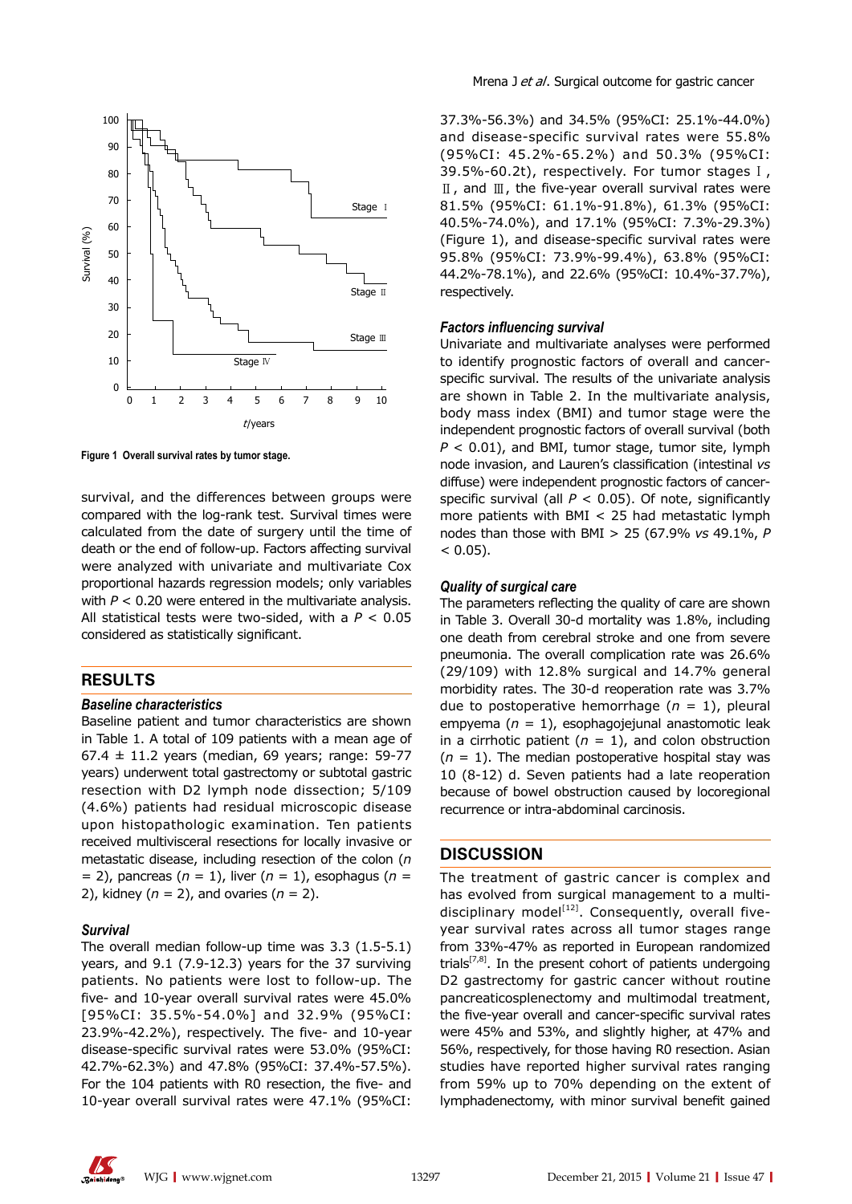Figure 1 Overall survival rates by tumor stage.

survival, and the differences between groups were compared with the log-rank test. Survival times were calculated from the date of surgery until the time of death or the end of follow-up. Factors affecting survival were analyzed with univariate and multivariate Cox proportional hazards regression models; only variables with $P < 0.20$ were entered in the multivariate analysis. All statistical tests were two-sided, with a $P < 0.05$ considered as statistically significant.

## RESULTS

### *Baseline characteristics*

Baseline patient and tumor characteristics are shown in Table 1. A total of 109 patients with a mean age of 67.4 ± 11.2 years (median, 69 years; range: 59-77 years) underwent total gastrectomy or subtotal gastric resection with D2 lymph node dissection; 5/109 (4.6%) patients had residual microscopic disease upon histopathologic examination. Ten patients received multivisceral resections for locally invasive or metastatic disease, including resection of the colon ($n = 2$), pancreas ($n = 1$), liver ($n = 1$), esophagus ($n = 2$), kidney ($n = 2$), and ovaries ($n = 2$).

### *Survival*

The overall median follow-up time was 3.3 (1.5-5.1) years, and 9.1 (7.9-12.3) years for the 37 surviving patients. No patients were lost to follow-up. The five- and 10-year overall survival rates were 45.0% [95%CI: 35.5%-54.0%] and 32.9% (95%CI: 23.9%-42.2%), respectively. The five- and 10-year disease-specific survival rates were 53.0% (95%CI: 42.7%-62.3%) and 47.8% (95%CI: 37.4%-57.5%). For the 104 patients with R0 resection, the five- and 10-year overall survival rates were 47.1% (95%CI: 37.3%-56.3%) and 34.5% (95%CI: 25.1%-44.0%) and disease-specific survival rates were 55.8% (95%CI: 45.2%-65.2%) and 50.3% (95%CI: 39.5%-60.2t), respectively. For tumor stages Ⅰ, Ⅱ, and Ⅲ, the five-year overall survival rates were 81.5% (95%CI: 61.1%-91.8%), 61.3% (95%CI: 40.5%-74.0%), and 17.1% (95%CI: 7.3%-29.3%) (Figure 1), and disease-specific survival rates were 95.8% (95%CI: 73.9%-99.4%), 63.8% (95%CI: 44.2%-78.1%), and 22.6% (95%CI: 10.4%-37.7%), respectively.

### *Factors influencing survival*

Univariate and multivariate analyses were performed to identify prognostic factors of overall and cancer-specific survival. The results of the univariate analysis are shown in Table 2. In the multivariate analysis, body mass index (BMI) and tumor stage were the independent prognostic factors of overall survival (both $P < 0.01$), and BMI, tumor stage, tumor site, lymph node invasion, and Lauren's classification (intestinal *vs* diffuse) were independent prognostic factors of cancer-specific survival (all $P < 0.05$). Of note, significantly more patients with BMI < 25 had metastatic lymph nodes than those with BMI > 25 (67.9% *vs* 49.1%, $P < 0.05$).

### *Quality of surgical care*

The parameters reflecting the quality of care are shown in Table 3. Overall 30-d mortality was 1.8%, including one death from cerebral stroke and one from severe pneumonia. The overall complication rate was 26.6% (29/109) with 12.8% surgical and 14.7% general morbidity rates. The 30-d reoperation rate was 3.7% due to postoperative hemorrhage ($n = 1$), pleural empyema ($n = 1$), esophagojejunal anastomotic leak in a cirrhotic patient ($n = 1$), and colon obstruction ($n = 1$). The median postoperative hospital stay was 10 (8-12) d. Seven patients had a late reoperation because of bowel obstruction caused by locoregional recurrence or intra-abdominal carcinosis.

## DISCUSSION

The treatment of gastric cancer is complex and has evolved from surgical management to a multi-disciplinary model[12]. Consequently, overall five-year survival rates across all tumor stages range from 33%-47% as reported in European randomized trials[7,8]. In the present cohort of patients undergoing D2 gastrectomy for gastric cancer without routine pancreaticosplenectomy and multimodal treatment, the five-year overall and cancer-specific survival rates were 45% and 53%, and slightly higher, at 47% and 56%, respectively, for those having R0 resection. Asian studies have reported higher survival rates ranging from 59% up to 70% depending on the extent of lymphadenectomy, with minor survival benefit gained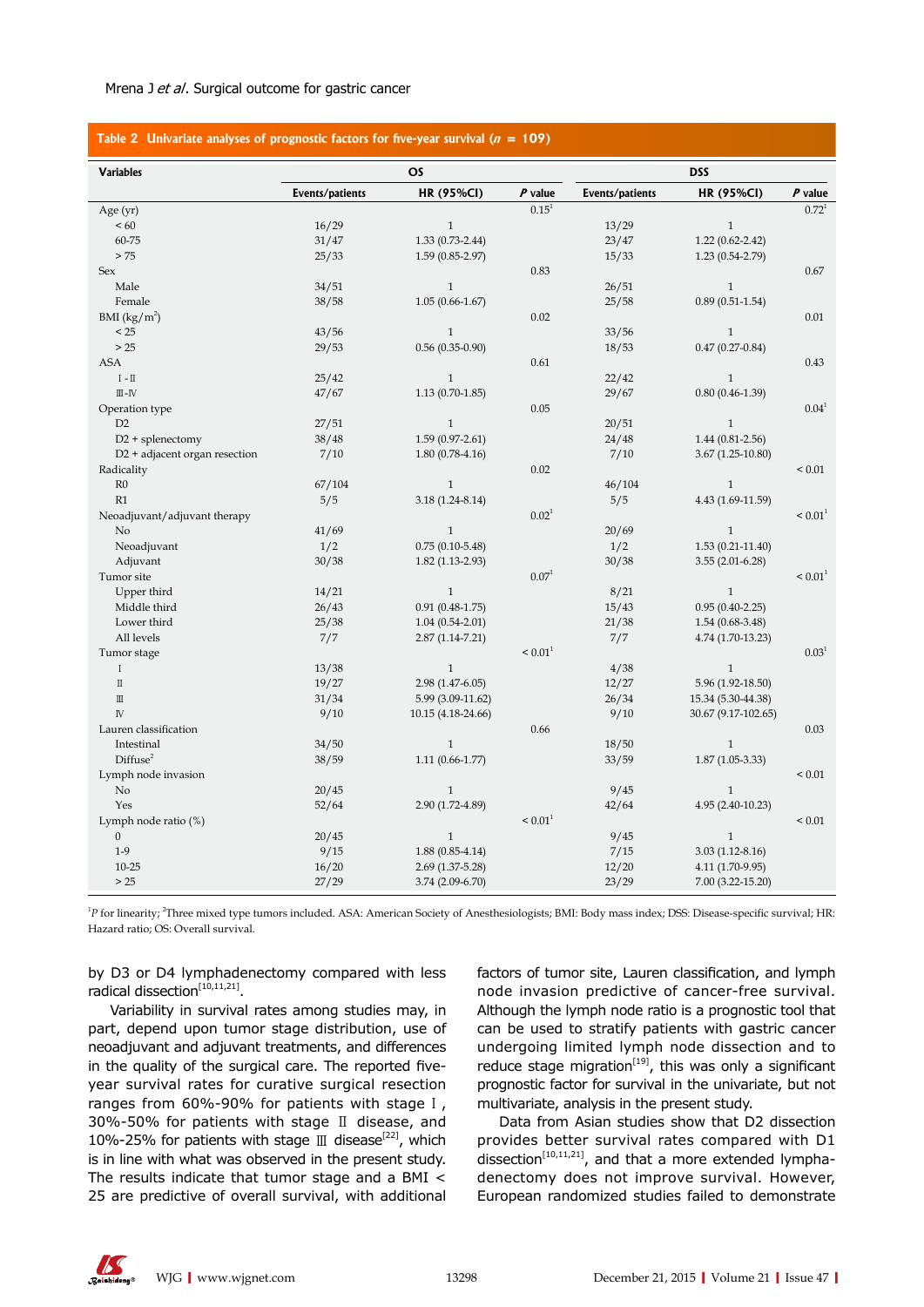**Table 2 Univariate analyses of prognostic factors for five-year survival ($n$ = 109)**

| Variables | OS | | | DSS | | |
|---|---|---|---|---|---|---|
| | Events/patients | HR (95%CI) | $P$ value | Events/patients | HR (95%CI) | $P$ value |
| Age (yr) | | | 0.15[1] | | | 0.72[1] |
| < 60 | 16/29 | 1 | | 13/29 | 1 | |
| 60-75 | 31/47 | 1.33 (0.73-2.44) | | 23/47 | 1.22 (0.62-2.42) | |
| > 75 | 25/33 | 1.59 (0.85-2.97) | | 15/33 | 1.23 (0.54-2.79) | |
| Sex | | | 0.83 | | | 0.67 |
| Male | 34/51 | 1 | | 26/51 | 1 | |
| Female | 38/58 | 1.05 (0.66-1.67) | | 25/58 | 0.89 (0.51-1.54) | |
| BMI (kg/m$^2$) | | | 0.02 | | | 0.01 |
| < 25 | 43/56 | 1 | | 33/56 | 1 | |
| > 25 | 29/53 | 0.56 (0.35-0.90) | | 18/53 | 0.47 (0.27-0.84) | |
| ASA | | | 0.61 | | | 0.43 |
| I - II | 25/42 | 1 | | 22/42 | 1 | |
| III-IV | 47/67 | 1.13 (0.70-1.85) | | 29/67 | 0.80 (0.46-1.39) | |
| Operation type | | | 0.05 | | | 0.04[1] |
| D2 | 27/51 | 1 | | 20/51 | 1 | |
| D2 + splenectomy | 38/48 | 1.59 (0.97-2.61) | | 24/48 | 1.44 (0.81-2.56) | |
| D2 + adjacent organ resection | 7/10 | 1.80 (0.78-4.16) | | 7/10 | 3.67 (1.25-10.80) | |
| Radicality | | | 0.02 | | | < 0.01 |
| R0 | 67/104 | 1 | | 46/104 | 1 | |
| R1 | 5/5 | 3.18 (1.24-8.14) | | 5/5 | 4.43 (1.69-11.59) | |
| Neoadjuvant/adjuvant therapy | | | 0.02[1] | | | < 0.01[1] |
| No | 41/69 | 1 | | 20/69 | 1 | |
| Neoadjuvant | 1/2 | 0.75 (0.10-5.48) | | 1/2 | 1.53 (0.21-11.40) | |
| Adjuvant | 30/38 | 1.82 (1.13-2.93) | | 30/38 | 3.55 (2.01-6.28) | |
| Tumor site | | | 0.07[1] | | | < 0.01[1] |
| Upper third | 14/21 | 1 | | 8/21 | 1 | |
| Middle third | 26/43 | 0.91 (0.48-1.75) | | 15/43 | 0.95 (0.40-2.25) | |
| Lower third | 25/38 | 1.04 (0.54-2.01) | | 21/38 | 1.54 (0.68-3.48) | |
| All levels | 7/7 | 2.87 (1.14-7.21) | | 7/7 | 4.74 (1.70-13.23) | |
| Tumor stage | | | < 0.01[1] | | | 0.03[1] |
| I | 13/38 | 1 | | 4/38 | 1 | |
| II | 19/27 | 2.98 (1.47-6.05) | | 12/27 | 5.96 (1.92-18.50) | |
| III | 31/34 | 5.99 (3.09-11.62) | | 26/34 | 15.34 (5.30-44.38) | |
| IV | 9/10 | 10.15 (4.18-24.66) | | 9/10 | 30.67 (9.17-102.65) | |
| Lauren classification | | | 0.66 | | | 0.03 |
| Intestinal | 34/50 | 1 | | 18/50 | 1 | |
| Diffuse[2] | 38/59 | 1.11 (0.66-1.77) | | 33/59 | 1.87 (1.05-3.33) | |
| Lymph node invasion | | | | | | < 0.01 |
| No | 20/45 | 1 | | 9/45 | 1 | |
| Yes | 52/64 | 2.90 (1.72-4.89) | | 42/64 | 4.95 (2.40-10.23) | |
| Lymph node ratio (%) | | | < 0.01[1] | | | < 0.01 |
| 0 | 20/45 | 1 | | 9/45 | 1 | |
| 1-9 | 9/15 | 1.88 (0.85-4.14) | | 7/15 | 3.03 (1.12-8.16) | |
| 10-25 | 16/20 | 2.69 (1.37-5.28) | | 12/20 | 4.11 (1.70-9.95) | |
| > 25 | 27/29 | 3.74 (2.09-6.70) | | 23/29 | 7.00 (3.22-15.20) | |

[1]$P$ for linearity; [2]Three mixed type tumors included. ASA: American Society of Anesthesiologists; BMI: Body mass index; DSS: Disease-specific survival; HR: Hazard ratio; OS: Overall survival.

by D3 or D4 lymphadenectomy compared with less radical dissection[10,11,21].

Variability in survival rates among studies may, in part, depend upon tumor stage distribution, use of neoadjuvant and adjuvant treatments, and differences in the quality of the surgical care. The reported five-year survival rates for curative surgical resection ranges from 60%-90% for patients with stage I, 30%-50% for patients with stage II disease, and 10%-25% for patients with stage III disease[22], which is in line with what was observed in the present study. The results indicate that tumor stage and a BMI < 25 are predictive of overall survival, with additional factors of tumor site, Lauren classification, and lymph node invasion predictive of cancer-free survival. Although the lymph node ratio is a prognostic tool that can be used to stratify patients with gastric cancer undergoing limited lymph node dissection and to reduce stage migration[19], this was only a significant prognostic factor for survival in the univariate, but not multivariate, analysis in the present study.

Data from Asian studies show that D2 dissection provides better survival rates compared with D1 dissection[10,11,21], and that a more extended lymphadenectomy does not improve survival. However, European randomized studies failed to demonstrate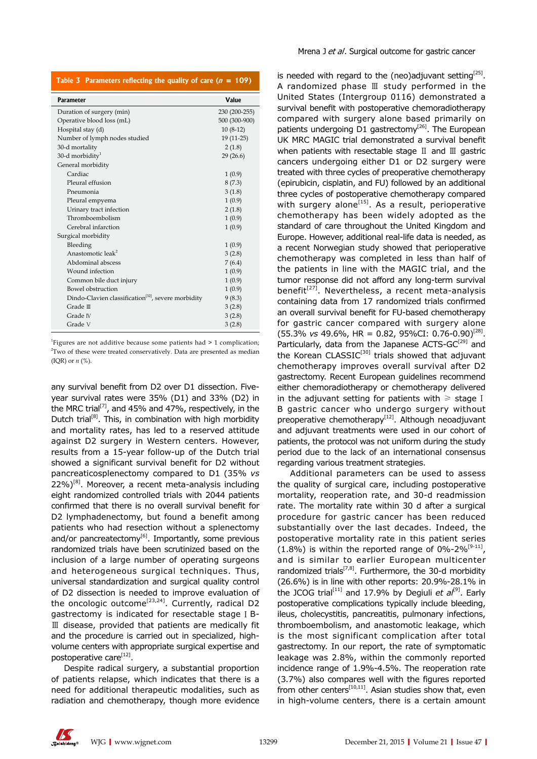**Table 3 Parameters reflecting the quality of care ($n$ = 109)**

| Parameter | Value |
|---|---|
| Duration of surgery (min) | 230 (200-255) |
| Operative blood loss (mL) | 500 (300-900) |
| Hospital stay (d) | 10 (8-12) |
| Number of lymph nodes studied | 19 (11-25) |
| 30-d mortality | 2 (1.8) |
| 30-d morbidity[1] | 29 (26.6) |
| General morbidity | |
| Cardiac | 1 (0.9) |
| Pleural effusion | 8 (7.3) |
| Pneumonia | 3 (1.8) |
| Pleural empyema | 1 (0.9) |
| Urinary tract infection | 2 (1.8) |
| Thromboembolism | 1 (0.9) |
| Cerebral infarction | 1 (0.9) |
| Surgical morbidity | |
| Bleeding | 1 (0.9) |
| Anastomotic leak[2] | 3 (2.8) |
| Abdominal abscess | 7 (6.4) |
| Wound infection | 1 (0.9) |
| Common bile duct injury | 1 (0.9) |
| Bowel obstruction | 1 (0.9) |
| Dindo-Clavien classification[32], severe morbidity | 9 (8.3) |
| Grade Ⅲ | 3 (2.8) |
| Grade Ⅳ | 3 (2.8) |
| Grade Ⅴ | 3 (2.8) |

[1]Figures are not additive because some patients had > 1 complication; [2]Two of these were treated conservatively. Data are presented as median (IQR) or $n$ (%).

any survival benefit from D2 over D1 dissection. Five-year survival rates were 35% (D1) and 33% (D2) in the MRC trial[7], and 45% and 47%, respectively, in the Dutch trial[8]. This, in combination with high morbidity and mortality rates, has led to a reserved attitude against D2 surgery in Western centers. However, results from a 15-year follow-up of the Dutch trial showed a significant survival benefit for D2 without pancreaticosplenectomy compared to D1 (35% *vs* 22%)[8]. Moreover, a recent meta-analysis including eight randomized controlled trials with 2044 patients confirmed that there is no overall survival benefit for D2 lymphadenectomy, but found a benefit among patients who had resection without a splenectomy and/or pancreatectomy[6]. Importantly, some previous randomized trials have been scrutinized based on the inclusion of a large number of operating surgeons and heterogeneous surgical techniques. Thus, universal standardization and surgical quality control of D2 dissection is needed to improve evaluation of the oncologic outcome[23,24]. Currently, radical D2 gastrectomy is indicated for resectable stage Ⅰ B-Ⅲ disease, provided that patients are medically fit and the procedure is carried out in specialized, high-volume centers with appropriate surgical expertise and postoperative care[12].

Despite radical surgery, a substantial proportion of patients relapse, which indicates that there is a need for additional therapeutic modalities, such as radiation and chemotherapy, though more evidence is needed with regard to the (neo)adjuvant setting[25]. A randomized phase Ⅲ study performed in the United States (Intergroup 0116) demonstrated a survival benefit with postoperative chemoradiotherapy compared with surgery alone based primarily on patients undergoing D1 gastrectomy[26]. The European UK MRC MAGIC trial demonstrated a survival benefit when patients with resectable stage Ⅱ and Ⅲ gastric cancers undergoing either D1 or D2 surgery were treated with three cycles of preoperative chemotherapy (epirubicin, cisplatin, and FU) followed by an additional three cycles of postoperative chemotherapy compared with surgery alone[15]. As a result, perioperative chemotherapy has been widely adopted as the standard of care throughout the United Kingdom and Europe. However, additional real-life data is needed, as a recent Norwegian study showed that perioperative chemotherapy was completed in less than half of the patients in line with the MAGIC trial, and the tumor response did not afford any long-term survival benefit[27]. Nevertheless, a recent meta-analysis containing data from 17 randomized trials confirmed an overall survival benefit for FU-based chemotherapy for gastric cancer compared with surgery alone (55.3% *vs* 49.6%, HR = 0.82, 95%CI: 0.76-0.90)[28]. Particularly, data from the Japanese ACTS-GC[29] and the Korean CLASSIC[30] trials showed that adjuvant chemotherapy improves overall survival after D2 gastrectomy. Recent European guidelines recommend either chemoradiotherapy or chemotherapy delivered in the adjuvant setting for patients with ≥ stage Ⅰ B gastric cancer who undergo surgery without preoperative chemotherapy[12]. Although neoadjuvant and adjuvant treatments were used in our cohort of patients, the protocol was not uniform during the study period due to the lack of an international consensus regarding various treatment strategies.

Additional parameters can be used to assess the quality of surgical care, including postoperative mortality, reoperation rate, and 30-d readmission rate. The mortality rate within 30 d after a surgical procedure for gastric cancer has been reduced substantially over the last decades. Indeed, the postoperative mortality rate in this patient series (1.8%) is within the reported range of 0%-2%[9-11], and is similar to earlier European multicenter randomized trials[7,8]. Furthermore, the 30-d morbidity (26.6%) is in line with other reports: 20.9%-28.1% in the JCOG trial[11] and 17.9% by Degiuli *et al*[9]. Early postoperative complications typically include bleeding, ileus, cholecystitis, pancreatitis, pulmonary infections, thromboembolism, and anastomotic leakage, which is the most significant complication after total gastrectomy. In our report, the rate of symptomatic leakage was 2.8%, within the commonly reported incidence range of 1.9%-4.5%. The reoperation rate (3.7%) also compares well with the figures reported from other centers[10,11]. Asian studies show that, even in high-volume centers, there is a certain amount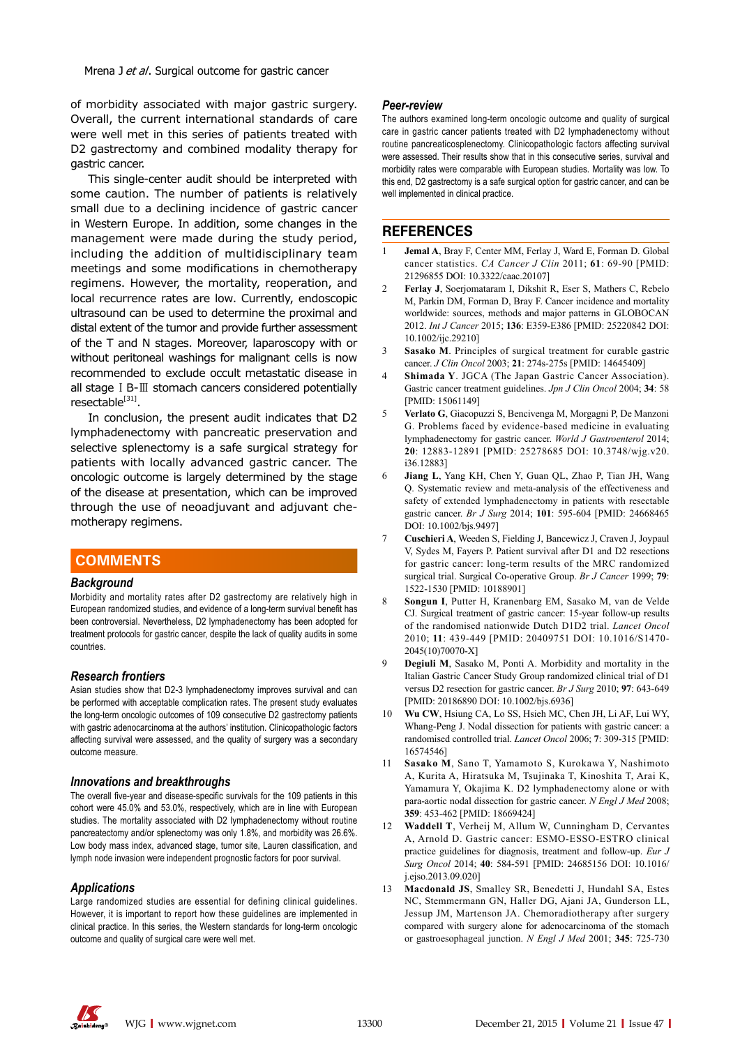of morbidity associated with major gastric surgery. Overall, the current international standards of care were well met in this series of patients treated with D2 gastrectomy and combined modality therapy for gastric cancer.

This single-center audit should be interpreted with some caution. The number of patients is relatively small due to a declining incidence of gastric cancer in Western Europe. In addition, some changes in the management were made during the study period, including the addition of multidisciplinary team meetings and some modifications in chemotherapy regimens. However, the mortality, reoperation, and local recurrence rates are low. Currently, endoscopic ultrasound can be used to determine the proximal and distal extent of the tumor and provide further assessment of the T and N stages. Moreover, laparoscopy with or without peritoneal washings for malignant cells is now recommended to exclude occult metastatic disease in all stage Ⅰ B-Ⅲ stomach cancers considered potentially resectable[31].

In conclusion, the present audit indicates that D2 lymphadenectomy with pancreatic preservation and selective splenectomy is a safe surgical strategy for patients with locally advanced gastric cancer. The oncologic outcome is largely determined by the stage of the disease at presentation, which can be improved through the use of neoadjuvant and adjuvant chemotherapy regimens.

## COMMENTS

### *Background*

Morbidity and mortality rates after D2 gastrectomy are relatively high in European randomized studies, and evidence of a long-term survival benefit has been controversial. Nevertheless, D2 lymphadenectomy has been adopted for treatment protocols for gastric cancer, despite the lack of quality audits in some countries.

### *Research frontiers*

Asian studies show that D2-3 lymphadenectomy improves survival and can be performed with acceptable complication rates. The present study evaluates the long-term oncologic outcomes of 109 consecutive D2 gastrectomy patients with gastric adenocarcinoma at the authors' institution. Clinicopathologic factors affecting survival were assessed, and the quality of surgery was a secondary outcome measure.

### *Innovations and breakthroughs*

The overall five-year and disease-specific survivals for the 109 patients in this cohort were 45.0% and 53.0%, respectively, which are in line with European studies. The mortality associated with D2 lymphadenectomy without routine pancreatectomy and/or splenectomy was only 1.8%, and morbidity was 26.6%. Low body mass index, advanced stage, tumor site, Lauren classification, and lymph node invasion were independent prognostic factors for poor survival.

### *Applications*

Large randomized studies are essential for defining clinical guidelines. However, it is important to report how these guidelines are implemented in clinical practice. In this series, the Western standards for long-term oncologic outcome and quality of surgical care were well met.

### *Peer-review*

The authors examined long-term oncologic outcome and quality of surgical care in gastric cancer patients treated with D2 lymphadenectomy without routine pancreaticosplenectomy. Clinicopathologic factors affecting survival were assessed. Their results show that in this consecutive series, survival and morbidity rates were comparable with European studies. Mortality was low. To this end, D2 gastrectomy is a safe surgical option for gastric cancer, and can be well implemented in clinical practice.

## REFERENCES

1. **Jemal A**, Bray F, Center MM, Ferlay J, Ward E, Forman D. Global cancer statistics. *CA Cancer J Clin* 2011; **61**: 69-90 [PMID: 21296855 DOI: 10.3322/caac.20107]
2. **Ferlay J**, Soerjomataram I, Dikshit R, Eser S, Mathers C, Rebelo M, Parkin DM, Forman D, Bray F. Cancer incidence and mortality worldwide: sources, methods and major patterns in GLOBOCAN 2012. *Int J Cancer* 2015; **136**: E359-E386 [PMID: 25220842 DOI: 10.1002/ijc.29210]
3. **Sasako M**. Principles of surgical treatment for curable gastric cancer. *J Clin Oncol* 2003; **21**: 274s-275s [PMID: 14645409]
4. **Shimada Y**. JGCA (The Japan Gastric Cancer Association). Gastric cancer treatment guidelines. *Jpn J Clin Oncol* 2004; **34**: 58 [PMID: 15061149]
5. **Verlato G**, Giacopuzzi S, Bencivenga M, Morgagni P, De Manzoni G. Problems faced by evidence-based medicine in evaluating lymphadenectomy for gastric cancer. *World J Gastroenterol* 2014; **20**: 12883-12891 [PMID: 25278685 DOI: 10.3748/wjg.v20.i36.12883]
6. **Jiang L**, Yang KH, Chen Y, Guan QL, Zhao P, Tian JH, Wang Q. Systematic review and meta-analysis of the effectiveness and safety of extended lymphadenectomy in patients with resectable gastric cancer. *Br J Surg* 2014; **101**: 595-604 [PMID: 24668465 DOI: 10.1002/bjs.9497]
7. **Cuschieri A**, Weeden S, Fielding J, Bancewicz J, Craven J, Joypaul V, Sydes M, Fayers P. Patient survival after D1 and D2 resections for gastric cancer: long-term results of the MRC randomized surgical trial. Surgical Co-operative Group. *Br J Cancer* 1999; **79**: 1522-1530 [PMID: 10188901]
8. **Songun I**, Putter H, Kranenbarg EM, Sasako M, van de Velde CJ. Surgical treatment of gastric cancer: 15-year follow-up results of the randomised nationwide Dutch D1D2 trial. *Lancet Oncol* 2010; **11**: 439-449 [PMID: 20409751 DOI: 10.1016/S1470-2045(10)70070-X]
9. **Degiuli M**, Sasako M, Ponti A. Morbidity and mortality in the Italian Gastric Cancer Study Group randomized clinical trial of D1 versus D2 resection for gastric cancer. *Br J Surg* 2010; **97**: 643-649 [PMID: 20186890 DOI: 10.1002/bjs.6936]
10. **Wu CW**, Hsiung CA, Lo SS, Hsieh MC, Chen JH, Li AF, Lui WY, Whang-Peng J. Nodal dissection for patients with gastric cancer: a randomised controlled trial. *Lancet Oncol* 2006; **7**: 309-315 [PMID: 16574546]
11. **Sasako M**, Sano T, Yamamoto S, Kurokawa Y, Nashimoto A, Kurita A, Hiratsuka M, Tsujinaka T, Kinoshita T, Arai K, Yamamura Y, Okajima K. D2 lymphadenectomy alone or with para-aortic nodal dissection for gastric cancer. *N Engl J Med* 2008; **359**: 453-462 [PMID: 18669424]
12. **Waddell T**, Verheij M, Allum W, Cunningham D, Cervantes A, Arnold D. Gastric cancer: ESMO-ESSO-ESTRO clinical practice guidelines for diagnosis, treatment and follow-up. *Eur J Surg Oncol* 2014; **40**: 584-591 [PMID: 24685156 DOI: 10.1016/j.ejso.2013.09.020]
13. **Macdonald JS**, Smalley SR, Benedetti J, Hundahl SA, Estes NC, Stemmermann GN, Haller DG, Ajani JA, Gunderson LL, Jessup JM, Martenson JA. Chemoradiotherapy after surgery compared with surgery alone for adenocarcinoma of the stomach or gastroesophageal junction. *N Engl J Med* 2001; **345**: 725-730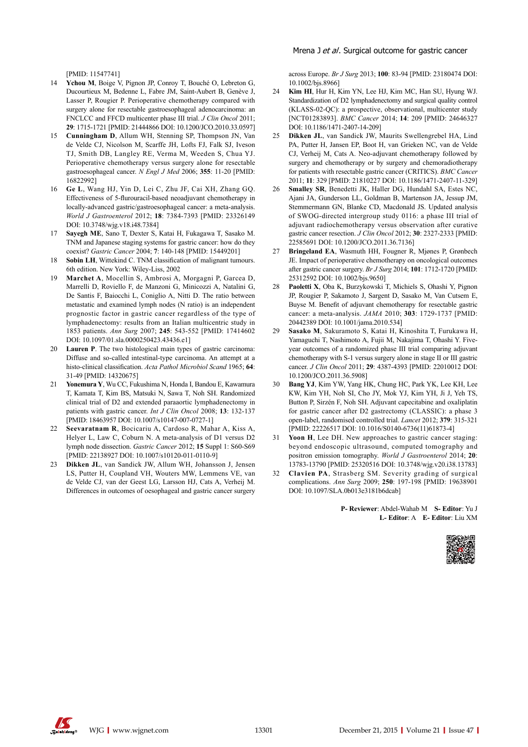[PMID: 11547741]

14 **Ychou M**, Boige V, Pignon JP, Conroy T, Bouché O, Lebreton G, Ducourtieux M, Bedenne L, Fabre JM, Saint-Aubert B, Genève J, Lasser P, Rougier P. Perioperative chemotherapy compared with surgery alone for resectable gastroesophageal adenocarcinoma: an FNCLCC and FFCD multicenter phase III trial. *J Clin Oncol* 2011; **29**: 1715-1721 [PMID: 21444866 DOI: 10.1200/JCO.2010.33.0597]

15 **Cunningham D**, Allum WH, Stenning SP, Thompson JN, Van de Velde CJ, Nicolson M, Scarffe JH, Lofts FJ, Falk SJ, Iveson TJ, Smith DB, Langley RE, Verma M, Weeden S, Chua YJ. Perioperative chemotherapy versus surgery alone for resectable gastroesophageal cancer. *N Engl J Med* 2006; **355**: 11-20 [PMID: 16822992]

16 **Ge L**, Wang HJ, Yin D, Lei C, Zhu JF, Cai XH, Zhang GQ. Effectiveness of 5-flurouracil-based neoadjuvant chemotherapy in locally-advanced gastric/gastroesophageal cancer: a meta-analysis. *World J Gastroenterol* 2012; **18**: 7384-7393 [PMID: 23326149 DOI: 10.3748/wjg.v18.i48.7384]

17 **Sayegh ME**, Sano T, Dexter S, Katai H, Fukagawa T, Sasako M. TNM and Japanese staging systems for gastric cancer: how do they coexist? *Gastric Cancer* 2004; **7**: 140-148 [PMID: 15449201]

18 **Sobin LH**, Wittekind C. TNM classification of malignant tumours. 6th edition. New York: Wiley-Liss, 2002

19 **Marchet A**, Mocellin S, Ambrosi A, Morgagni P, Garcea D, Marrelli D, Roviello F, de Manzoni G, Minicozzi A, Natalini G, De Santis F, Baiocchi L, Coniglio A, Nitti D. The ratio between metastatic and examined lymph nodes (N ratio) is an independent prognostic factor in gastric cancer regardless of the type of lymphadenectomy: results from an Italian multicentric study in 1853 patients. *Ann Surg* 2007; **245**: 543-552 [PMID: 17414602 DOI: 10.1097/01.sla.0000250423.43436.e1]

20 **Lauren P**. The two histological main types of gastric carcinoma: Diffuse and so-called intestinal-type carcinoma. An attempt at a histo-clinical classification. *Acta Pathol Microbiol Scand* 1965; **64**: 31-49 [PMID: 14320675]

21 **Yonemura Y**, Wu CC, Fukushima N, Honda I, Bandou E, Kawamura T, Kamata T, Kim BS, Matsuki N, Sawa T, Noh SH. Randomized clinical trial of D2 and extended paraaortic lymphadenectomy in patients with gastric cancer. *Int J Clin Oncol* 2008; **13**: 132-137 [PMID: 18463957 DOI: 10.1007/s10147-007-0727-1]

22 **Seevaratnam R**, Bocicariu A, Cardoso R, Mahar A, Kiss A, Helyer L, Law C, Coburn N. A meta-analysis of D1 versus D2 lymph node dissection. *Gastric Cancer* 2012; **15** Suppl 1: S60-S69 [PMID: 22138927 DOI: 10.1007/s10120-011-0110-9]

23 **Dikken JL**, van Sandick JW, Allum WH, Johansson J, Jensen LS, Putter H, Coupland VH, Wouters MW, Lemmens VE, van de Velde CJ, van der Geest LG, Larsson HJ, Cats A, Verheij M. Differences in outcomes of oesophageal and gastric cancer surgery across Europe. *Br J Surg* 2013; **100**: 83-94 [PMID: 23180474 DOI: 10.1002/bjs.8966]

24 **Kim HI**, Hur H, Kim YN, Lee HJ, Kim MC, Han SU, Hyung WJ. Standardization of D2 lymphadenectomy and surgical quality control (KLASS-02-QC): a prospective, observational, multicenter study [NCT01283893]. *BMC Cancer* 2014; **14**: 209 [PMID: 24646327 DOI: 10.1186/1471-2407-14-209]

25 **Dikken JL**, van Sandick JW, Maurits Swellengrebel HA, Lind PA, Putter H, Jansen EP, Boot H, van Grieken NC, van de Velde CJ, Verheij M, Cats A. Neo-adjuvant chemotherapy followed by surgery and chemotherapy or by surgery and chemoradiotherapy for patients with resectable gastric cancer (CRITICS). *BMC Cancer* 2011; **11**: 329 [PMID: 21810227 DOI: 10.1186/1471-2407-11-329]

26 **Smalley SR**, Benedetti JK, Haller DG, Hundahl SA, Estes NC, Ajani JA, Gunderson LL, Goldman B, Martenson JA, Jessup JM, Stemmermann GN, Blanke CD, Macdonald JS. Updated analysis of SWOG-directed intergroup study 0116: a phase III trial of adjuvant radiochemotherapy versus observation after curative gastric cancer resection. *J Clin Oncol* 2012; **30**: 2327-2333 [PMID: 22585691 DOI: 10.1200/JCO.2011.36.7136]

27 **Bringeland EA**, Wasmuth HH, Fougner R, Mjønes P, Grønbech JE. Impact of perioperative chemotherapy on oncological outcomes after gastric cancer surgery. *Br J Surg* 2014; **101**: 1712-1720 [PMID: 25312592 DOI: 10.1002/bjs.9650]

28 **Paoletti X**, Oba K, Burzykowski T, Michiels S, Ohashi Y, Pignon JP, Rougier P, Sakamoto J, Sargent D, Sasako M, Van Cutsem E, Buyse M. Benefit of adjuvant chemotherapy for resectable gastric cancer: a meta-analysis. *JAMA* 2010; **303**: 1729-1737 [PMID: 20442389 DOI: 10.1001/jama.2010.534]

29 **Sasako M**, Sakuramoto S, Katai H, Kinoshita T, Furukawa H, Yamaguchi T, Nashimoto A, Fujii M, Nakajima T, Ohashi Y. Five-year outcomes of a randomized phase III trial comparing adjuvant chemotherapy with S-1 versus surgery alone in stage II or III gastric cancer. *J Clin Oncol* 2011; **29**: 4387-4393 [PMID: 22010012 DOI: 10.1200/JCO.2011.36.5908]

30 **Bang YJ**, Kim YW, Yang HK, Chung HC, Park YK, Lee KH, Lee KW, Kim YH, Noh SI, Cho JY, Mok YJ, Kim YH, Ji J, Yeh TS, Button P, Sirzén F, Noh SH. Adjuvant capecitabine and oxaliplatin for gastric cancer after D2 gastrectomy (CLASSIC): a phase 3 open-label, randomised controlled trial. *Lancet* 2012; **379**: 315-321 [PMID: 22226517 DOI: 10.1016/S0140-6736(11)61873-4]

31 **Yoon H**, Lee DH. New approaches to gastric cancer staging: beyond endoscopic ultrasound, computed tomography and positron emission tomography. *World J Gastroenterol* 2014; **20**: 13783-13790 [PMID: 25320516 DOI: 10.3748/wjg.v20.i38.13783]

32 **Clavien PA**, Strasberg SM. Severity grading of surgical complications. *Ann Surg* 2009; **250**: 197-198 [PMID: 19638901 DOI: 10.1097/SLA.0b013e3181b6dcab]

**P- Reviewer**: Abdel-Wahab M **S- Editor**: Yu J
**L- Editor**: A **E- Editor**: Liu XM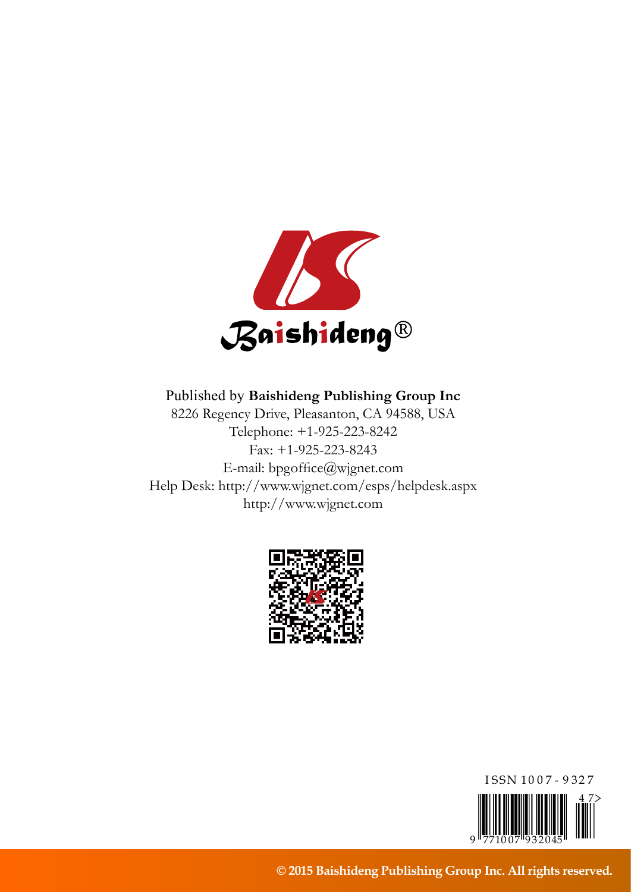Baishideng®

Published by **Baishideng Publishing Group Inc**

8226 Regency Drive, Pleasanton, CA 94588, USA

Telephone: +1-925-223-8242

Fax: +1-925-223-8243

E-mail: bpgoffice@wjgnet.com

Help Desk: http://www.wjgnet.com/esps/helpdesk.aspx

http://www.wjgnet.com

ISSN 1007-9327

9 771007 932045 47

**© 2015 Baishideng Publishing Group Inc. All rights reserved.**